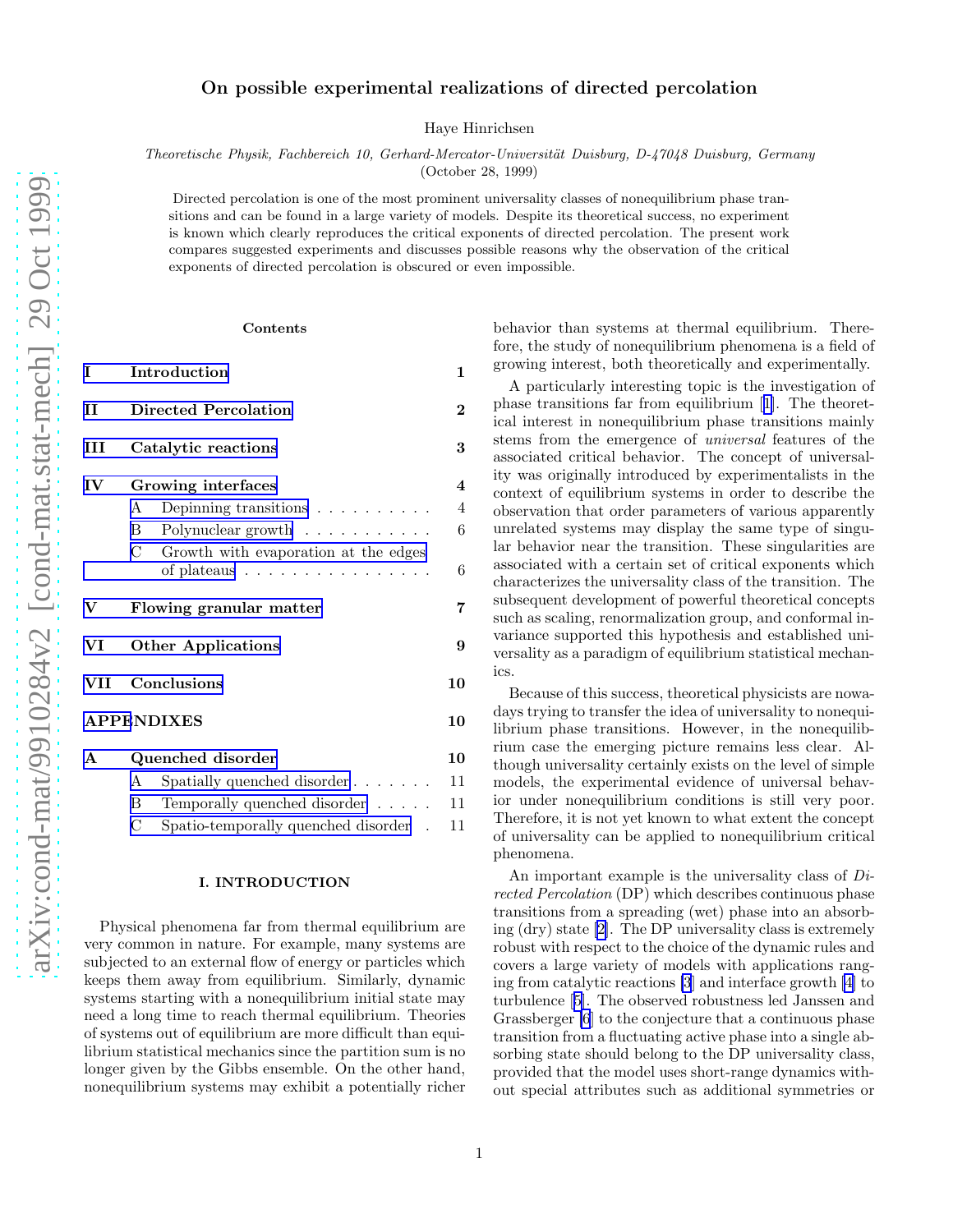# On possible experimental realizations of directed percolation

Haye Hinrichsen

*Theoretische Physik, Fachbereich 10, Gerhard-Mercator-Universität Duisburg, D-47048 Duisburg, Germany*
(October 28, 1999)

Directed percolation is one of the most prominent universality classes of nonequilibrium phase transitions and can be found in a large variety of models. Despite its theoretical success, no experiment is known which clearly reproduces the critical exponents of directed percolation. The present work compares suggested experiments and discusses possible reasons why the observation of the critical exponents of directed percolation is obscured or even impossible.

## Contents

| | | |
|---|---|---|
| **I** | **Introduction** | **1** |
| **II** | **Directed Percolation** | **2** |
| **III** | **Catalytic reactions** | **3** |
| **IV** | **Growing interfaces** | **4** |
| | A Depinning transitions | 4 |
| | B Polynuclear growth | 6 |
| | C Growth with evaporation at the edges of plateaus | 6 |
| **V** | **Flowing granular matter** | **7** |
| **VI** | **Other Applications** | **9** |
| **VII** | **Conclusions** | **10** |
| **APPENDIXES** | | **10** |
| **A** | **Quenched disorder** | **10** |
| | A Spatially quenched disorder | 11 |
| | B Temporally quenched disorder | 11 |
| | C Spatio-temporally quenched disorder | 11 |

## I. INTRODUCTION

Physical phenomena far from thermal equilibrium are very common in nature. For example, many systems are subjected to an external flow of energy or particles which keeps them away from equilibrium. Similarly, dynamic systems starting with a nonequilibrium initial state may need a long time to reach thermal equilibrium. Theories of systems out of equilibrium are more difficult than equilibrium statistical mechanics since the partition sum is no longer given by the Gibbs ensemble. On the other hand, nonequilibrium systems may exhibit a potentially richer behavior than systems at thermal equilibrium. Therefore, the study of nonequilibrium phenomena is a field of growing interest, both theoretically and experimentally.

A particularly interesting topic is the investigation of phase transitions far from equilibrium [1]. The theoretical interest in nonequilibrium phase transitions mainly stems from the emergence of *universal* features of the associated critical behavior. The concept of universality was originally introduced by experimentalists in the context of equilibrium systems in order to describe the observation that order parameters of various apparently unrelated systems may display the same type of singular behavior near the transition. These singularities are associated with a certain set of critical exponents which characterizes the universality class of the transition. The subsequent development of powerful theoretical concepts such as scaling, renormalization group, and conformal invariance supported this hypothesis and established universality as a paradigm of equilibrium statistical mechanics.

Because of this success, theoretical physicists are nowadays trying to transfer the idea of universality to nonequilibrium phase transitions. However, in the nonequilibrium case the emerging picture remains less clear. Although universality certainly exists on the level of simple models, the experimental evidence of universal behavior under nonequilibrium conditions is still very poor. Therefore, it is not yet known to what extent the concept of universality can be applied to nonequilibrium critical phenomena.

An important example is the universality class of *Directed Percolation* (DP) which describes continuous phase transitions from a spreading (wet) phase into an absorbing (dry) state [2]. The DP universality class is extremely robust with respect to the choice of the dynamic rules and covers a large variety of models with applications ranging from catalytic reactions [3] and interface growth [4] to turbulence [5]. The observed robustness led Janssen and Grassberger [6] to the conjecture that a continuous phase transition from a fluctuating active phase into a single absorbing state should belong to the DP universality class, provided that the model uses short-range dynamics without special attributes such as additional symmetries or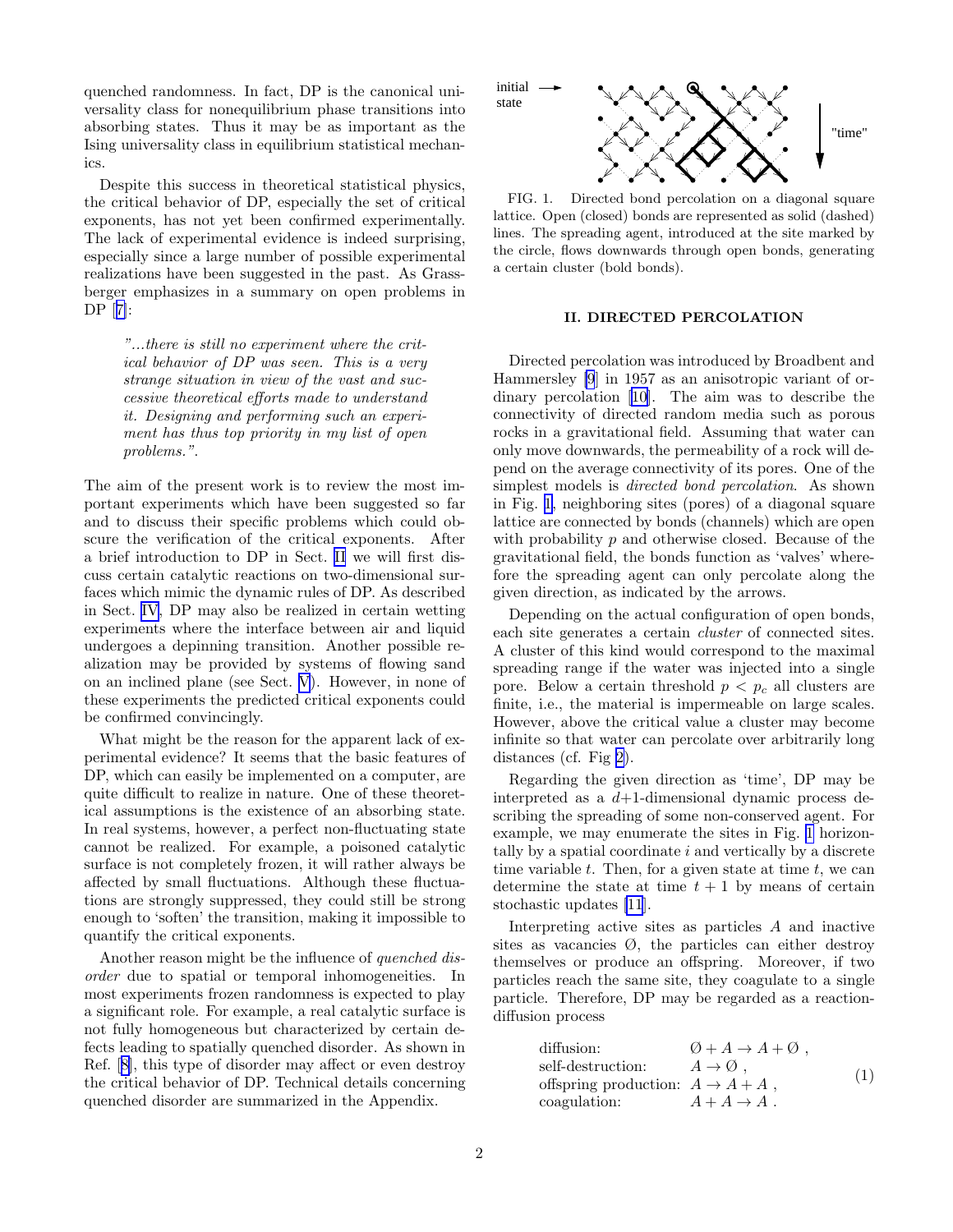quenched randomness. In fact, DP is the canonical universality class for nonequilibrium phase transitions into absorbing states. Thus it may be as important as the Ising universality class in equilibrium statistical mechanics.

Despite this success in theoretical statistical physics, the critical behavior of DP, especially the set of critical exponents, has not yet been confirmed experimentally. The lack of experimental evidence is indeed surprising, especially since a large number of possible experimental realizations have been suggested in the past. As Grassberger emphasizes in a summary on open problems in DP [7]:

> *"...there is still no experiment where the critical behavior of DP was seen. This is a very strange situation in view of the vast and successive theoretical efforts made to understand it. Designing and performing such an experiment has thus top priority in my list of open problems."*.

The aim of the present work is to review the most important experiments which have been suggested so far and to discuss their specific problems which could obscure the verification of the critical exponents. After a brief introduction to DP in Sect. II we will first discuss certain catalytic reactions on two-dimensional surfaces which mimic the dynamic rules of DP. As described in Sect. IV, DP may also be realized in certain wetting experiments where the interface between air and liquid undergoes a depinning transition. Another possible realization may be provided by systems of flowing sand on an inclined plane (see Sect. V). However, in none of these experiments the predicted critical exponents could be confirmed convincingly.

What might be the reason for the apparent lack of experimental evidence? It seems that the basic features of DP, which can easily be implemented on a computer, are quite difficult to realize in nature. One of these theoretical assumptions is the existence of an absorbing state. In real systems, however, a perfect non-fluctuating state cannot be realized. For example, a poisoned catalytic surface is not completely frozen, it will rather always be affected by small fluctuations. Although these fluctuations are strongly suppressed, they could still be strong enough to 'soften' the transition, making it impossible to quantify the critical exponents.

Another reason might be the influence of *quenched disorder* due to spatial or temporal inhomogeneities. In most experiments frozen randomness is expected to play a significant role. For example, a real catalytic surface is not fully homogeneous but characterized by certain defects leading to spatially quenched disorder. As shown in Ref. [8], this type of disorder may affect or even destroy the critical behavior of DP. Technical details concerning quenched disorder are summarized in the Appendix.

FIG. 1. Directed bond percolation on a diagonal square lattice. Open (closed) bonds are represented as solid (dashed) lines. The spreading agent, introduced at the site marked by the circle, flows downwards through open bonds, generating a certain cluster (bold bonds).

## II. DIRECTED PERCOLATION

Directed percolation was introduced by Broadbent and Hammersley [9] in 1957 as an anisotropic variant of ordinary percolation [10]. The aim was to describe the connectivity of directed random media such as porous rocks in a gravitational field. Assuming that water can only move downwards, the permeability of a rock will depend on the average connectivity of its pores. One of the simplest models is *directed bond percolation*. As shown in Fig. 1, neighboring sites (pores) of a diagonal square lattice are connected by bonds (channels) which are open with probability $p$ and otherwise closed. Because of the gravitational field, the bonds function as 'valves' wherefore the spreading agent can only percolate along the given direction, as indicated by the arrows.

Depending on the actual configuration of open bonds, each site generates a certain *cluster* of connected sites. A cluster of this kind would correspond to the maximal spreading range if the water was injected into a single pore. Below a certain threshold $p < p_c$ all clusters are finite, i.e., the material is impermeable on large scales. However, above the critical value a cluster may become infinite so that water can percolate over arbitrarily long distances (cf. Fig 2).

Regarding the given direction as 'time', DP may be interpreted as a $d$+1-dimensional dynamic process describing the spreading of some non-conserved agent. For example, we may enumerate the sites in Fig. 1 horizontally by a spatial coordinate $i$ and vertically by a discrete time variable $t$. Then, for a given state at time $t$, we can determine the state at time $t + 1$ by means of certain stochastic updates [11].

Interpreting active sites as particles $A$ and inactive sites as vacancies $\emptyset$, the particles can either destroy themselves or produce an offspring. Moreover, if two particles reach the same site, they coagulate to a single particle. Therefore, DP may be regarded as a reaction-diffusion process

$$
\begin{array}{ll}
\text{diffusion:} & \emptyset + A \to A + \emptyset \ , \\
\text{self-destruction:} & A \to \emptyset \ , \\
\text{offspring production:} & A \to A + A \ , \\
\text{coagulation:} & A + A \to A \ .
\end{array}
\tag{1}
$$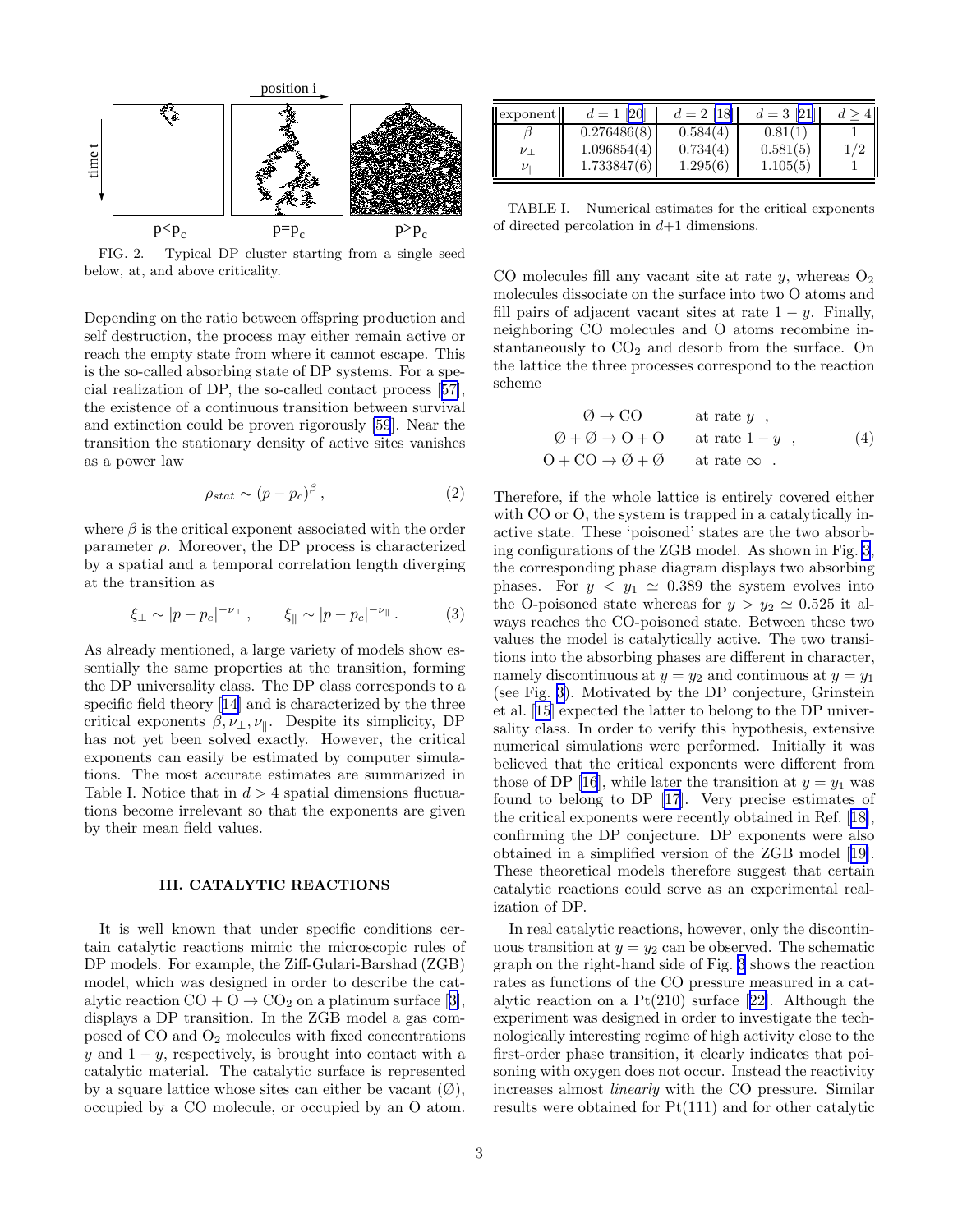FIG. 2. Typical DP cluster starting from a single seed below, at, and above criticality.

Depending on the ratio between offspring production and self destruction, the process may either remain active or reach the empty state from where it cannot escape. This is the so-called absorbing state of DP systems. For a special realization of DP, the so-called contact process [57], the existence of a continuous transition between survival and extinction could be proven rigorously [59]. Near the transition the stationary density of active sites vanishes as a power law

$$\rho_{stat} \sim (p - p_c)^{\beta} \,, \tag{2}$$

where $\beta$ is the critical exponent associated with the order parameter $\rho$. Moreover, the DP process is characterized by a spatial and a temporal correlation length diverging at the transition as

$$\xi_{\perp} \sim |p - p_c|^{-\nu_{\perp}} \,, \qquad \xi_{\parallel} \sim |p - p_c|^{-\nu_{\parallel}} \,. \tag{3}$$

As already mentioned, a large variety of models show essentially the same properties at the transition, forming the DP universality class. The DP class corresponds to a specific field theory [14] and is characterized by the three critical exponents $\beta, \nu_{\perp}, \nu_{\parallel}$. Despite its simplicity, DP has not yet been solved exactly. However, the critical exponents can easily be estimated by computer simulations. The most accurate estimates are summarized in Table I. Notice that in $d > 4$ spatial dimensions fluctuations become irrelevant so that the exponents are given by their mean field values.

| exponent | $d = 1$ [20] | $d = 2$ [18] | $d = 3$ [21] | $d \geq 4$ |
|---|---|---|---|---|
| $\beta$ | 0.276486(8) | 0.584(4) | 0.81(1) | 1 |
| $\nu_{\perp}$ | 1.096854(4) | 0.734(4) | 0.581(5) | 1/2 |
| $\nu_{\parallel}$ | 1.733847(6) | 1.295(6) | 1.105(5) | 1 |

TABLE I. Numerical estimates for the critical exponents of directed percolation in $d$+1 dimensions.

### III. CATALYTIC REACTIONS

It is well known that under specific conditions certain catalytic reactions mimic the microscopic rules of DP models. For example, the Ziff-Gulari-Barshad (ZGB) model, which was designed in order to describe the catalytic reaction $CO + O \rightarrow CO_2$ on a platinum surface [3], displays a DP transition. In the ZGB model a gas composed of CO and $O_2$ molecules with fixed concentrations $y$ and $1-y$, respectively, is brought into contact with a catalytic material. The catalytic surface is represented by a square lattice whose sites can either be vacant (Ø), occupied by a CO molecule, or occupied by an O atom. CO molecules fill any vacant site at rate $y$, whereas $O_2$ molecules dissociate on the surface into two O atoms and fill pairs of adjacent vacant sites at rate $1-y$. Finally, neighboring CO molecules and O atoms recombine instantaneously to $CO_2$ and desorb from the surface. On the lattice the three processes correspond to the reaction scheme

$$\begin{aligned} \emptyset &\rightarrow \mathrm{CO} && \text{at rate } y \ , \\ \emptyset + \emptyset &\rightarrow \mathrm{O} + \mathrm{O} && \text{at rate } 1-y \ , \\ \mathrm{O} + \mathrm{CO} &\rightarrow \emptyset + \emptyset && \text{at rate } \infty \ . \end{aligned} \tag{4}$$

Therefore, if the whole lattice is entirely covered either with CO or O, the system is trapped in a catalytically inactive state. These 'poisoned' states are the two absorbing configurations of the ZGB model. As shown in Fig. 3, the corresponding phase diagram displays two absorbing phases. For $y < y_1 \simeq 0.389$ the system evolves into the O-poisoned state whereas for $y > y_2 \simeq 0.525$ it always reaches the CO-poisoned state. Between these two values the model is catalytically active. The two transitions into the absorbing phases are different in character, namely discontinuous at $y = y_2$ and continuous at $y = y_1$ (see Fig. 3). Motivated by the DP conjecture, Grinstein et al. [15] expected the latter to belong to the DP universality class. In order to verify this hypothesis, extensive numerical simulations were performed. Initially it was believed that the critical exponents were different from those of DP [16], while later the transition at $y = y_1$ was found to belong to DP [17]. Very precise estimates of the critical exponents were recently obtained in Ref. [18], confirming the DP conjecture. DP exponents were also obtained in a simplified version of the ZGB model [19]. These theoretical models therefore suggest that certain catalytic reactions could serve as an experimental realization of DP.

In real catalytic reactions, however, only the discontinuous transition at $y = y_2$ can be observed. The schematic graph on the right-hand side of Fig. 3 shows the reaction rates as functions of the CO pressure measured in a catalytic reaction on a Pt(210) surface [22]. Although the experiment was designed in order to investigate the technologically interesting regime of high activity close to the first-order phase transition, it clearly indicates that poisoning with oxygen does not occur. Instead the reactivity increases almost *linearly* with the CO pressure. Similar results were obtained for Pt(111) and for other catalytic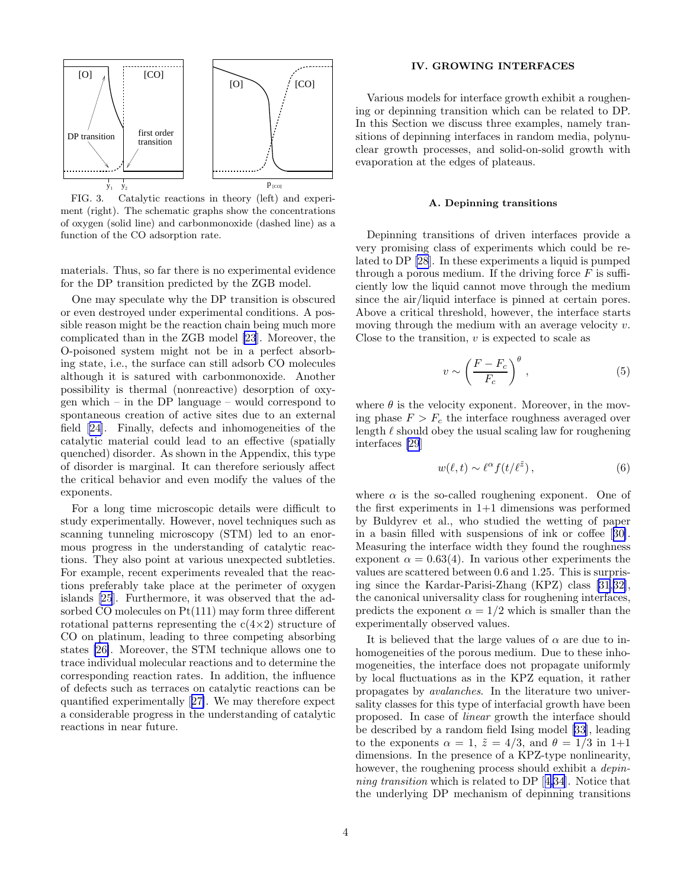FIG. 3. Catalytic reactions in theory (left) and experiment (right). The schematic graphs show the concentrations of oxygen (solid line) and carbonmonoxide (dashed line) as a function of the CO adsorption rate.

materials. Thus, so far there is no experimental evidence for the DP transition predicted by the ZGB model.

One may speculate why the DP transition is obscured or even destroyed under experimental conditions. A possible reason might be the reaction chain being much more complicated than in the ZGB model [23]. Moreover, the O-poisoned system might not be in a perfect absorbing state, i.e., the surface can still adsorb CO molecules although it is satured with carbonmonoxide. Another possibility is thermal (nonreactive) desorption of oxygen which – in the DP language – would correspond to spontaneous creation of active sites due to an external field [24]. Finally, defects and inhomogeneities of the catalytic material could lead to an effective (spatially quenched) disorder. As shown in the Appendix, this type of disorder is marginal. It can therefore seriously affect the critical behavior and even modify the values of the exponents.

For a long time microscopic details were difficult to study experimentally. However, novel techniques such as scanning tunneling microscopy (STM) led to an enormous progress in the understanding of catalytic reactions. They also point at various unexpected subtleties. For example, recent experiments revealed that the reactions preferably take place at the perimeter of oxygen islands [25]. Furthermore, it was observed that the adsorbed CO molecules on Pt(111) may form three different rotational patterns representing the c(4×2) structure of CO on platinum, leading to three competing absorbing states [26]. Moreover, the STM technique allows one to trace individual molecular reactions and to determine the corresponding reaction rates. In addition, the influence of defects such as terraces on catalytic reactions can be quantified experimentally [27]. We may therefore expect a considerable progress in the understanding of catalytic reactions in near future.

## IV. GROWING INTERFACES

Various models for interface growth exhibit a roughening or depinning transition which can be related to DP. In this Section we discuss three examples, namely transitions of depinning interfaces in random media, polynuclear growth processes, and solid-on-solid growth with evaporation at the edges of plateaus.

### A. Depinning transitions

Depinning transitions of driven interfaces provide a very promising class of experiments which could be related to DP [28]. In these experiments a liquid is pumped through a porous medium. If the driving force $F$ is sufficiently low the liquid cannot move through the medium since the air/liquid interface is pinned at certain pores. Above a critical threshold, however, the interface starts moving through the medium with an average velocity $v$. Close to the transition, $v$ is expected to scale as

$$v \sim \left(\frac{F-F_c}{F_c}\right)^{\theta}, \tag{5}$$

where $\theta$ is the velocity exponent. Moreover, in the moving phase $F > F_c$ the interface roughness averaged over length $\ell$ should obey the usual scaling law for roughening interfaces [29]

$$w(\ell,t) \sim \ell^{\alpha} f(t/\ell^{\tilde{z}}), \tag{6}$$

where $\alpha$ is the so-called roughening exponent. One of the first experiments in 1+1 dimensions was performed by Buldyrev et al., who studied the wetting of paper in a basin filled with suspensions of ink or coffee [30]. Measuring the interface width they found the roughness exponent $\alpha = 0.63(4)$. In various other experiments the values are scattered between 0.6 and 1.25. This is surprising since the Kardar-Parisi-Zhang (KPZ) class [31,32], the canonical universality class for roughening interfaces, predicts the exponent $\alpha = 1/2$ which is smaller than the experimentally observed values.

It is believed that the large values of $\alpha$ are due to inhomogeneities of the porous medium. Due to these inhomogeneities, the interface does not propagate uniformly by local fluctuations as in the KPZ equation, it rather propagates by *avalanches*. In the literature two universality classes for this type of interfacial growth have been proposed. In case of *linear* growth the interface should be described by a random field Ising model [33], leading to the exponents $\alpha = 1$, $\tilde{z} = 4/3$, and $\theta = 1/3$ in 1+1 dimensions. In the presence of a KPZ-type nonlinearity, however, the roughening process should exhibit a *depinning transition* which is related to DP [4,34]. Notice that the underlying DP mechanism of depinning transitions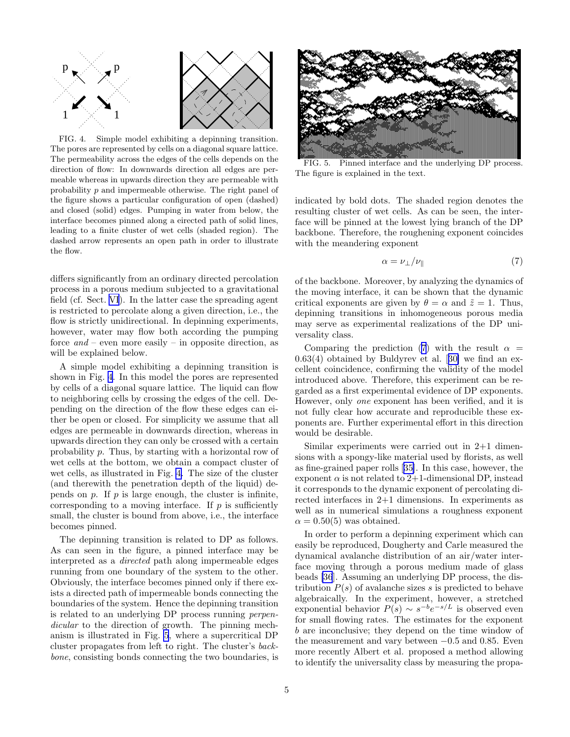FIG. 4. Simple model exhibiting a depinning transition. The pores are represented by cells on a diagonal square lattice. The permeability across the edges of the cells depends on the direction of flow: In downwards direction all edges are permeable whereas in upwards direction they are permeable with probability $p$ and impermeable otherwise. The right panel of the figure shows a particular configuration of open (dashed) and closed (solid) edges. Pumping in water from below, the interface becomes pinned along a eirected path of solid lines, leading to a finite cluster of wet cells (shaded region). The dashed arrow represents an open path in order to illustrate the flow.

FIG. 5. Pinned interface and the underlying DP process. The figure is explained in the text.

differs significantly from an ordinary directed percolation process in a porous medium subjected to a gravitational field (cf. Sect. VI). In the latter case the spreading agent is restricted to percolate along a given direction, i.e., the flow is strictly unidirectional. In depinning experiments, however, water may flow both according the pumping force *and* – even more easily – in opposite direction, as will be explained below.

A simple model exhibiting a depinning transition is shown in Fig. 4. In this model the pores are represented by cells of a diagonal square lattice. The liquid can flow to neighboring cells by crossing the edges of the cell. Depending on the direction of the flow these edges can either be open or closed. For simplicity we assume that all edges are permeable in downwards direction, whereas in upwards direction they can only be crossed with a certain probability $p$. Thus, by starting with a horizontal row of wet cells at the bottom, we obtain a compact cluster of wet cells, as illustrated in Fig. 4. The size of the cluster (and therewith the penetration depth of the liquid) depends on $p$. If $p$ is large enough, the cluster is infinite, corresponding to a moving interface. If $p$ is sufficiently small, the cluster is bound from above, i.e., the interface becomes pinned.

The depinning transition is related to DP as follows. As can seen in the figure, a pinned interface may be interpreted as a *directed* path along impermeable edges running from one boundary of the system to the other. Obviously, the interface becomes pinned only if there exists a directed path of impermeable bonds connecting the boundaries of the system. Hence the depinning transition is related to an underlying DP process running *perpendicular* to the direction of growth. The pinning mechanism is illustrated in Fig. 5, where a supercritical DP cluster propagates from left to right. The cluster's *backbone*, consisting bonds connecting the two boundaries, is indicated by bold dots. The shaded region denotes the resulting cluster of wet cells. As can be seen, the interface will be pinned at the lowest lying branch of the DP backbone. Therefore, the roughening exponent coincides with the meandering exponent

$$\alpha = \nu_\perp / \nu_\parallel \tag{7}$$

of the backbone. Moreover, by analyzing the dynamics of the moving interface, it can be shown that the dynamic critical exponents are given by $\theta = \alpha$ and $\tilde{z} = 1$. Thus, depinning transitions in inhomogeneous porous media may serve as experimental realizations of the DP universality class.

Comparing the prediction (7) with the result $\alpha = 0.63(4)$ obtained by Buldyrev et al. [30] we find an excellent coincidence, confirming the validity of the model introduced above. Therefore, this experiment can be regarded as a first experimental evidence of DP exponents. However, only *one* exponent has been verified, and it is not fully clear how accurate and reproducible these exponents are. Further experimental effort in this direction would be desirable.

Similar experiments were carried out in 2+1 dimensions with a spongy-like material used by florists, as well as fine-grained paper rolls [35]. In this case, however, the exponent $\alpha$ is not related to 2+1-dimensional DP, instead it corresponds to the dynamic exponent of percolating directed interfaces in 2+1 dimensions. In experiments as well as in numerical simulations a roughness exponent $\alpha = 0.50(5)$ was obtained.

In order to perform a depinning experiment which can easily be reproduced, Dougherty and Carle measured the dynamical avalanche distribution of an air/water interface moving through a porous medium made of glass beads [36]. Assuming an underlying DP process, the distribution $P(s)$ of avalanche sizes $s$ is predicted to behave algebraically. In the experiment, however, a stretched exponential behavior $P(s) \sim s^{-b} e^{-s/L}$ is observed even for small flowing rates. The estimates for the exponent $b$ are inconclusive; they depend on the time window of the measurement and vary between $-0.5$ and $0.85$. Even more recently Albert et al. proposed a method allowing to identify the universality class by measuring the propa-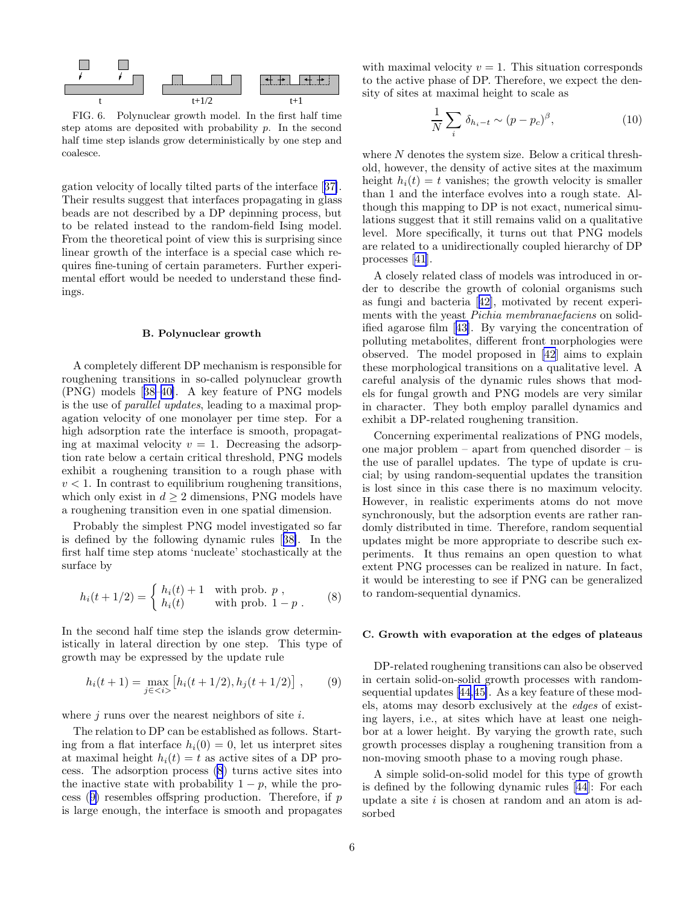FIG. 6. Polynuclear growth model. In the first half time step atoms are deposited with probability $p$. In the second half time step islands grow deterministically by one step and coalesce.

gation velocity of locally tilted parts of the interface [37]. Their results suggest that interfaces propagating in glass beads are not described by a DP depinning process, but to be related instead to the random-field Ising model. From the theoretical point of view this is surprising since linear growth of the interface is a special case which requires fine-tuning of certain parameters. Further experimental effort would be needed to understand these findings.

### B. Polynuclear growth

A completely different DP mechanism is responsible for roughening transitions in so-called polynuclear growth (PNG) models [38–40]. A key feature of PNG models is the use of *parallel updates*, leading to a maximal propagation velocity of one monolayer per time step. For a high adsorption rate the interface is smooth, propagating at maximal velocity $v = 1$. Decreasing the adsorption rate below a certain critical threshold, PNG models exhibit a roughening transition to a rough phase with $v < 1$. In contrast to equilibrium roughening transitions, which only exist in $d \geq 2$ dimensions, PNG models have a roughening transition even in one spatial dimension.

Probably the simplest PNG model investigated so far is defined by the following dynamic rules [38]. In the first half time step atoms 'nucleate' stochastically at the surface by

$$h_i(t+1/2) = \begin{cases} h_i(t)+1 & \text{with prob. } p \ , \\ h_i(t) & \text{with prob. } 1-p \ . \end{cases} \tag{8}$$

In the second half time step the islands grow deterministically in lateral direction by one step. This type of growth may be expressed by the update rule

$$h_i(t+1) = \max_{j \in <i>} \left[ h_i(t+1/2), h_j(t+1/2) \right] \,, \tag{9}$$

where $j$ runs over the nearest neighbors of site $i$.

The relation to DP can be established as follows. Starting from a flat interface $h_i(0) = 0$, let us interpret sites at maximal height $h_i(t) = t$ as active sites of a DP process. The adsorption process (8) turns active sites into the inactive state with probability $1-p$, while the process (9) resembles offspring production. Therefore, if $p$ is large enough, the interface is smooth and propagates with maximal velocity $v = 1$. This situation corresponds to the active phase of DP. Therefore, we expect the density of sites at maximal height to scale as

$$\frac{1}{N} \sum_i \delta_{h_i - t} \sim (p - p_c)^\beta, \tag{10}$$

where $N$ denotes the system size. Below a critical threshold, however, the density of active sites at the maximum height $h_i(t) = t$ vanishes; the growth velocity is smaller than 1 and the interface evolves into a rough state. Although this mapping to DP is not exact, numerical simulations suggest that it still remains valid on a qualitative level. More specifically, it turns out that PNG models are related to a unidirectionally coupled hierarchy of DP processes [41].

A closely related class of models was introduced in order to describe the growth of colonial organisms such as fungi and bacteria [42], motivated by recent experiments with the yeast *Pichia membranaefaciens* on solidified agarose film [43]. By varying the concentration of polluting metabolites, different front morphologies were observed. The model proposed in [42] aims to explain these morphological transitions on a qualitative level. A careful analysis of the dynamic rules shows that models for fungal growth and PNG models are very similar in character. They both employ parallel dynamics and exhibit a DP-related roughening transition.

Concerning experimental realizations of PNG models, one major problem – apart from quenched disorder – is the use of parallel updates. The type of update is crucial; by using random-sequential updates the transition is lost since in this case there is no maximum velocity. However, in realistic experiments atoms do not move synchronously, but the adsorption events are rather randomly distributed in time. Therefore, random sequential updates might be more appropriate to describe such experiments. It thus remains an open question to what extent PNG processes can be realized in nature. In fact, it would be interesting to see if PNG can be generalized to random-sequential dynamics.

### C. Growth with evaporation at the edges of plateaus

DP-related roughening transitions can also be observed in certain solid-on-solid growth processes with random-sequential updates [44,45]. As a key feature of these models, atoms may desorb exclusively at the *edges* of existing layers, i.e., at sites which have at least one neighbor at a lower height. By varying the growth rate, such growth processes display a roughening transition from a non-moving smooth phase to a moving rough phase.

A simple solid-on-solid model for this type of growth is defined by the following dynamic rules [44]: For each update a site $i$ is chosen at random and an atom is adsorbed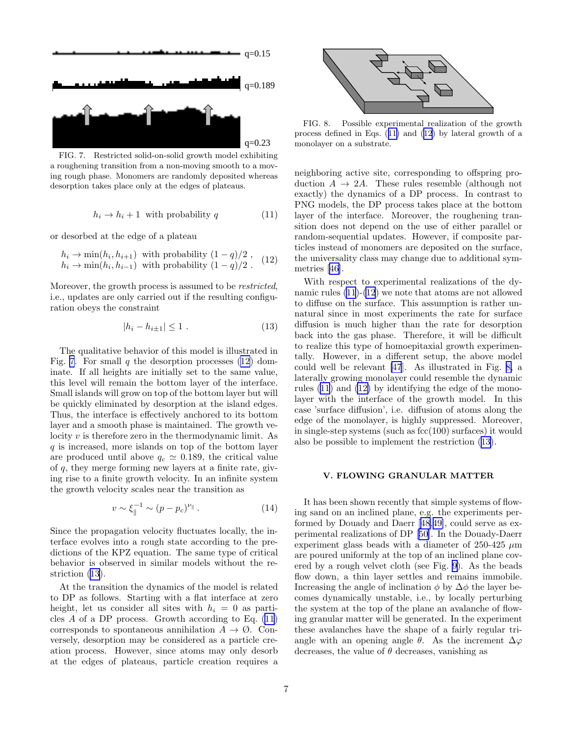FIG. 7. Restricted solid-on-solid growth model exhibiting a roughening transition from a non-moving smooth to a moving rough phase. Monomers are randomly deposited whereas desorption takes place only at the edges of plateaus.

$$h_i \to h_i + 1 \;\; \text{with probability } q \tag{11}$$

or desorbed at the edge of a plateau

$$\begin{aligned} h_i &\to \min(h_i, h_{i+1}) \;\; \text{with probability } (1-q)/2 \;, \\ h_i &\to \min(h_i, h_{i-1}) \;\; \text{with probability } (1-q)/2 \;. \end{aligned} \tag{12}$$

Moreover, the growth process is assumed to be *restricted*, i.e., updates are only carried out if the resulting configuration obeys the constraint

$$|h_i - h_{i\pm 1}| \leq 1 \;. \tag{13}$$

The qualitative behavior of this model is illustrated in Fig. 7. For small $q$ the desorption processes (12) dominate. If all heights are initially set to the same value, this level will remain the bottom layer of the interface. Small islands will grow on top of the bottom layer but will be quickly eliminated by desorption at the island edges. Thus, the interface is effectively anchored to its bottom layer and a smooth phase is maintained. The growth velocity $v$ is therefore zero in the thermodynamic limit. As $q$ is increased, more islands on top of the bottom layer are produced until above $q_c \simeq 0.189$, the critical value of $q$, they merge forming new layers at a finite rate, giving rise to a finite growth velocity. In an infinite system the growth velocity scales near the transition as

$$v \sim \xi_\parallel^{-1} \sim (p - p_c)^{\nu_\parallel} \;. \tag{14}$$

Since the propagation velocity fluctuates locally, the interface evolves into a rough state according to the predictions of the KPZ equation. The same type of critical behavior is observed in similar models without the restriction (13).

At the transition the dynamics of the model is related to DP as follows. Starting with a flat interface at zero height, let us consider all sites with $h_i = 0$ as particles $A$ of a DP process. Growth according to Eq. (11) corresponds to spontaneous annihilation $A \to \emptyset$. Conversely, desorption may be considered as a particle creation process. However, since atoms may only desorb at the edges of plateaus, particle creation requires a neighboring active site, corresponding to offspring production $A \to 2A$. These rules resemble (although not exactly) the dynamics of a DP process. In contrast to PNG models, the DP process takes place at the bottom layer of the interface. Moreover, the roughening transition does not depend on the use of either parallel or random-sequential updates. However, if composite particles instead of monomers are deposited on the surface, the universality class may change due to additional symmetries [46].

FIG. 8. Possible experimental realization of the growth process defined in Eqs. (11) and (12) by lateral growth of a monolayer on a substrate.

With respect to experimental realizations of the dynamic rules (11)-(12) we note that atoms are not allowed to diffuse on the surface. This assumption is rather unnatural since in most experiments the rate for surface diffusion is much higher than the rate for desorption back into the gas phase. Therefore, it will be difficult to realize this type of homoepitaxial growth experimentally. However, in a different setup, the above model could well be relevant [47]. As illustrated in Fig. 8, a laterally growing monolayer could resemble the dynamic rules (11) and (12) by identifying the edge of the monolayer with the interface of the growth model. In this case 'surface diffusion', i.e. diffusion of atoms along the edge of the monolayer, is highly suppressed. Moreover, in single-step systems (such as fcc(100) surfaces) it would also be possible to implement the restriction (13).

## V. FLOWING GRANULAR MATTER

It has been shown recently that simple systems of flowing sand on an inclined plane, e.g. the experiments performed by Douady and Daerr [48,49], could serve as experimental realizations of DP [50]. In the Douady-Daerr experiment glass beads with a diameter of 250-425 $\mu$m are poured uniformly at the top of an inclined plane covered by a rough velvet cloth (see Fig. 9). As the beads flow down, a thin layer settles and remains immobile. Increasing the angle of inclination $\phi$ by $\Delta\phi$ the layer becomes dynamically unstable, i.e., by locally perturbing the system at the top of the plane an avalanche of flowing granular matter will be generated. In the experiment these avalanches have the shape of a fairly regular triangle with an opening angle $\theta$. As the increment $\Delta\varphi$ decreases, the value of $\theta$ decreases, vanishing as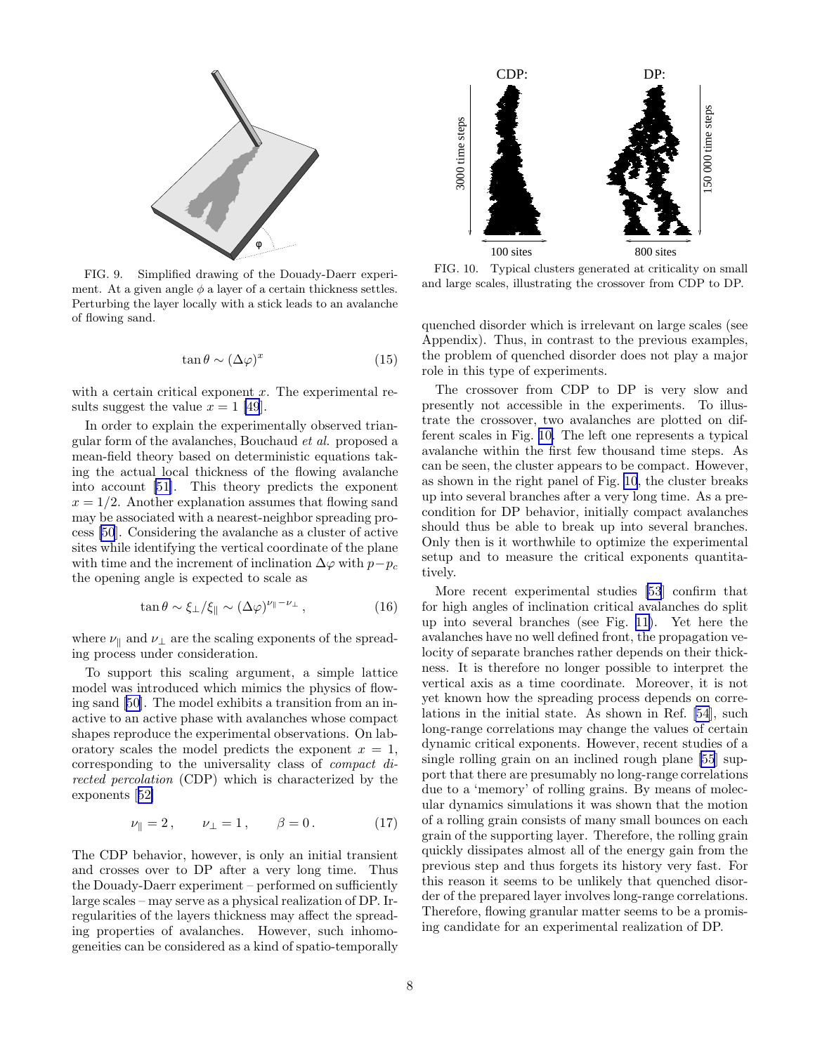FIG. 9. Simplified drawing of the Douady-Daerr experiment. At a given angle $\phi$ a layer of a certain thickness settles. Perturbing the layer locally with a stick leads to an avalanche of flowing sand.

$$\tan\theta \sim (\Delta\varphi)^x \tag{15}$$

with a certain critical exponent $x$. The experimental results suggest the value $x = 1$ [49].

In order to explain the experimentally observed triangular form of the avalanches, Bouchaud *et al.* proposed a mean-field theory based on deterministic equations taking the actual local thickness of the flowing avalanche into account [51]. This theory predicts the exponent $x = 1/2$. Another explanation assumes that flowing sand may be associated with a nearest-neighbor spreading process [50]. Considering the avalanche as a cluster of active sites while identifying the vertical coordinate of the plane with time and the increment of inclination $\Delta\varphi$ with $p - p_c$ the opening angle is expected to scale as

$$\tan\theta \sim \xi_\perp/\xi_\parallel \sim (\Delta\varphi)^{\nu_\parallel - \nu_\perp}\,, \tag{16}$$

where $\nu_\parallel$ and $\nu_\perp$ are the scaling exponents of the spreading process under consideration.

To support this scaling argument, a simple lattice model was introduced which mimics the physics of flowing sand [50]. The model exhibits a transition from an inactive to an active phase with avalanches whose compact shapes reproduce the experimental observations. On laboratory scales the model predicts the exponent $x = 1$, corresponding to the universality class of *compact directed percolation* (CDP) which is characterized by the exponents [52]

$$\nu_\parallel = 2\,, \qquad \nu_\perp = 1\,, \qquad \beta = 0\,. \tag{17}$$

The CDP behavior, however, is only an initial transient and crosses over to DP after a very long time. Thus the Douady-Daerr experiment – performed on sufficiently large scales – may serve as a physical realization of DP. Irregularities of the layers thickness may affect the spreading properties of avalanches. However, such inhomogeneities can be considered as a kind of spatio-temporally quenched disorder which is irrelevant on large scales (see Appendix). Thus, in contrast to the previous examples, the problem of quenched disorder does not play a major role in this type of experiments.

FIG. 10. Typical clusters generated at criticality on small and large scales, illustrating the crossover from CDP to DP.

The crossover from CDP to DP is very slow and presently not accessible in the experiments. To illustrate the crossover, two avalanches are plotted on different scales in Fig. 10. The left one represents a typical avalanche within the first few thousand time steps. As can be seen, the cluster appears to be compact. However, as shown in the right panel of Fig. 10, the cluster breaks up into several branches after a very long time. As a precondition for DP behavior, initially compact avalanches should thus be able to break up into several branches. Only then is it worthwhile to optimize the experimental setup and to measure the critical exponents quantitatively.

More recent experimental studies [53] confirm that for high angles of inclination critical avalanches do split up into several branches (see Fig. 11). Yet here the avalanches have no well defined front, the propagation velocity of separate branches rather depends on their thickness. It is therefore no longer possible to interpret the vertical axis as a time coordinate. Moreover, it is not yet known how the spreading process depends on correlations in the initial state. As shown in Ref. [54], such long-range correlations may change the values of certain dynamic critical exponents. However, recent studies of a single rolling grain on an inclined rough plane [55] support that there are presumably no long-range correlations due to a 'memory' of rolling grains. By means of molecular dynamics simulations it was shown that the motion of a rolling grain consists of many small bounces on each grain of the supporting layer. Therefore, the rolling grain quickly dissipates almost all of the energy gain from the previous step and thus forgets its history very fast. For this reason it seems to be unlikely that quenched disorder of the prepared layer involves long-range correlations. Therefore, flowing granular matter seems to be a promising candidate for an experimental realization of DP.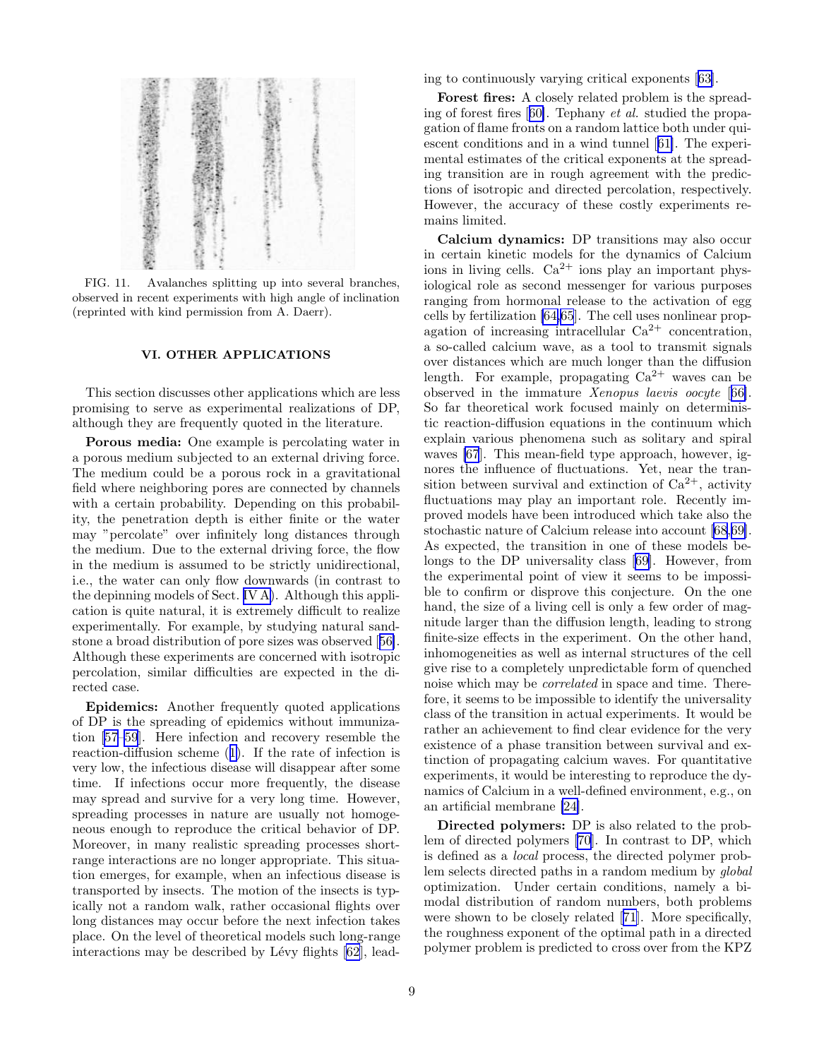FIG. 11. Avalanches splitting up into several branches, observed in recent experiments with high angle of inclination (reprinted with kind permission from A. Daerr).

## VI. OTHER APPLICATIONS

This section discusses other applications which are less promising to serve as experimental realizations of DP, although they are frequently quoted in the literature.

**Porous media:** One example is percolating water in a porous medium subjected to an external driving force. The medium could be a porous rock in a gravitational field where neighboring pores are connected by channels with a certain probability. Depending on this probability, the penetration depth is either finite or the water may "percolate" over infinitely long distances through the medium. Due to the external driving force, the flow in the medium is assumed to be strictly unidirectional, i.e., the water can only flow downwards (in contrast to the depinning models of Sect. IV A). Although this application is quite natural, it is extremely difficult to realize experimentally. For example, by studying natural sandstone a broad distribution of pore sizes was observed [56]. Although these experiments are concerned with isotropic percolation, similar difficulties are expected in the directed case.

**Epidemics:** Another frequently quoted applications of DP is the spreading of epidemics without immunization [57–59]. Here infection and recovery resemble the reaction-diffusion scheme (1). If the rate of infection is very low, the infectious disease will disappear after some time. If infections occur more frequently, the disease may spread and survive for a very long time. However, spreading processes in nature are usually not homogeneous enough to reproduce the critical behavior of DP. Moreover, in many realistic spreading processes short-range interactions are no longer appropriate. This situation emerges, for example, when an infectious disease is transported by insects. The motion of the insects is typically not a random walk, rather occasional flights over long distances may occur before the next infection takes place. On the level of theoretical models such long-range interactions may be described by Lévy flights [62], leading to continuously varying critical exponents [63].

**Forest fires:** A closely related problem is the spreading of forest fires [60]. Tephany *et al.* studied the propagation of flame fronts on a random lattice both under quiescent conditions and in a wind tunnel [61]. The experimental estimates of the critical exponents at the spreading transition are in rough agreement with the predictions of isotropic and directed percolation, respectively. However, the accuracy of these costly experiments remains limited.

**Calcium dynamics:** DP transitions may also occur in certain kinetic models for the dynamics of Calcium ions in living cells. $Ca^{2+}$ ions play an important physiological role as second messenger for various purposes ranging from hormonal release to the activation of egg cells by fertilization [64,65]. The cell uses nonlinear propagation of increasing intracellular $Ca^{2+}$ concentration, a so-called calcium wave, as a tool to transmit signals over distances which are much longer than the diffusion length. For example, propagating $Ca^{2+}$ waves can be observed in the immature *Xenopus laevis oocyte* [66]. So far theoretical work focused mainly on deterministic reaction-diffusion equations in the continuum which explain various phenomena such as solitary and spiral waves [67]. This mean-field type approach, however, ignores the influence of fluctuations. Yet, near the transition between survival and extinction of $Ca^{2+}$, activity fluctuations may play an important role. Recently improved models have been introduced which take also the stochastic nature of Calcium release into account [68,69]. As expected, the transition in one of these models belongs to the DP universality class [69]. However, from the experimental point of view it seems to be impossible to confirm or disprove this conjecture. On the one hand, the size of a living cell is only a few order of magnitude larger than the diffusion length, leading to strong finite-size effects in the experiment. On the other hand, inhomogeneities as well as internal structures of the cell give rise to a completely unpredictable form of quenched noise which may be *correlated* in space and time. Therefore, it seems to be impossible to identify the universality class of the transition in actual experiments. It would be rather an achievement to find clear evidence for the very existence of a phase transition between survival and extinction of propagating calcium waves. For quantitative experiments, it would be interesting to reproduce the dynamics of Calcium in a well-defined environment, e.g., on an artificial membrane [24].

**Directed polymers:** DP is also related to the problem of directed polymers [70]. In contrast to DP, which is defined as a *local* process, the directed polymer problem selects directed paths in a random medium by *global* optimization. Under certain conditions, namely a bimodal distribution of random numbers, both problems were shown to be closely related [71]. More specifically, the roughness exponent of the optimal path in a directed polymer problem is predicted to cross over from the KPZ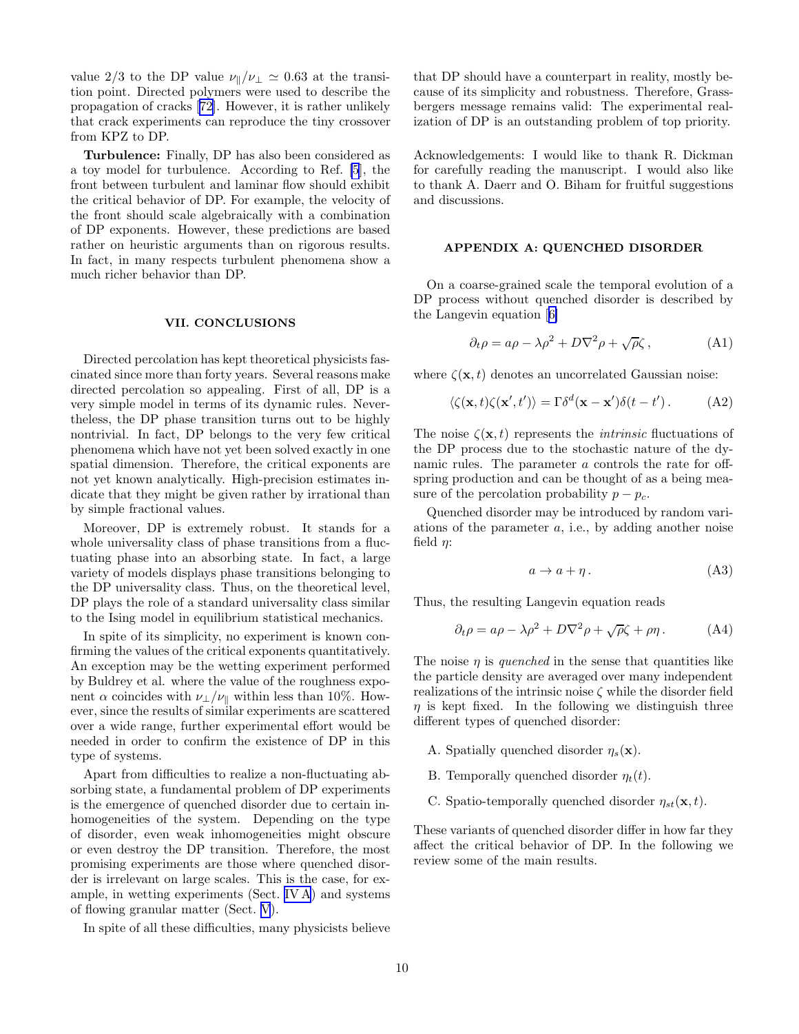value 2/3 to the DP value $\nu_\parallel/\nu_\perp \simeq 0.63$ at the transition point. Directed polymers were used to describe the propagation of cracks [72]. However, it is rather unlikely that crack experiments can reproduce the tiny crossover from KPZ to DP.

**Turbulence:** Finally, DP has also been considered as a toy model for turbulence. According to Ref. [5], the front between turbulent and laminar flow should exhibit the critical behavior of DP. For example, the velocity of the front should scale algebraically with a combination of DP exponents. However, these predictions are based rather on heuristic arguments than on rigorous results. In fact, in many respects turbulent phenomena show a much richer behavior than DP.

## VII. CONCLUSIONS

Directed percolation has kept theoretical physicists fascinated since more than forty years. Several reasons make directed percolation so appealing. First of all, DP is a very simple model in terms of its dynamic rules. Nevertheless, the DP phase transition turns out to be highly nontrivial. In fact, DP belongs to the very few critical phenomena which have not yet been solved exactly in one spatial dimension. Therefore, the critical exponents are not yet known analytically. High-precision estimates indicate that they might be given rather by irrational than by simple fractional values.

Moreover, DP is extremely robust. It stands for a whole universality class of phase transitions from a fluctuating phase into an absorbing state. In fact, a large variety of models displays phase transitions belonging to the DP universality class. Thus, on the theoretical level, DP plays the role of a standard universality class similar to the Ising model in equilibrium statistical mechanics.

In spite of its simplicity, no experiment is known confirming the values of the critical exponents quantitatively. An exception may be the wetting experiment performed by Buldrey et al. where the value of the roughness exponent $\alpha$ coincides with $\nu_\perp/\nu_\parallel$ within less than 10%. However, since the results of similar experiments are scattered over a wide range, further experimental effort would be needed in order to confirm the existence of DP in this type of systems.

Apart from difficulties to realize a non-fluctuating absorbing state, a fundamental problem of DP experiments is the emergence of quenched disorder due to certain inhomogeneities of the system. Depending on the type of disorder, even weak inhomogeneities might obscure or even destroy the DP transition. Therefore, the most promising experiments are those where quenched disorder is irrelevant on large scales. This is the case, for example, in wetting experiments (Sect. IV A) and systems of flowing granular matter (Sect. V).

In spite of all these difficulties, many physicists believe that DP should have a counterpart in reality, mostly because of its simplicity and robustness. Therefore, Grassbergers message remains valid: The experimental realization of DP is an outstanding problem of top priority.

Acknowledgements: I would like to thank R. Dickman for carefully reading the manuscript. I would also like to thank A. Daerr and O. Biham for fruitful suggestions and discussions.

## APPENDIX A: QUENCHED DISORDER

On a coarse-grained scale the temporal evolution of a DP process without quenched disorder is described by the Langevin equation [6]

$$\partial_t \rho = a\rho - \lambda\rho^2 + D\nabla^2\rho + \sqrt{\rho}\zeta\,, \tag{A1}$$

where $\zeta(\mathbf{x}, t)$ denotes an uncorrelated Gaussian noise:

$$\langle \zeta(\mathbf{x}, t)\zeta(\mathbf{x}', t')\rangle = \Gamma\delta^d(\mathbf{x} - \mathbf{x}')\delta(t - t')\,. \tag{A2}$$

The noise $\zeta(\mathbf{x}, t)$ represents the *intrinsic* fluctuations of the DP process due to the stochastic nature of the dynamic rules. The parameter $a$ controls the rate for offspring production and can be thought of as a being measure of the percolation probability $p - p_c$.

Quenched disorder may be introduced by random variations of the parameter $a$, i.e., by adding another noise field $\eta$:

$$a \to a + \eta\,. \tag{A3}$$

Thus, the resulting Langevin equation reads

$$\partial_t \rho = a\rho - \lambda\rho^2 + D\nabla^2\rho + \sqrt{\rho}\zeta + \rho\eta\,. \tag{A4}$$

The noise $\eta$ is *quenched* in the sense that quantities like the particle density are averaged over many independent realizations of the intrinsic noise $\zeta$ while the disorder field $\eta$ is kept fixed. In the following we distinguish three different types of quenched disorder:

A. Spatially quenched disorder $\eta_s(\mathbf{x})$.

B. Temporally quenched disorder $\eta_t(t)$.

C. Spatio-temporally quenched disorder $\eta_{st}(\mathbf{x}, t)$.

These variants of quenched disorder differ in how far they affect the critical behavior of DP. In the following we review some of the main results.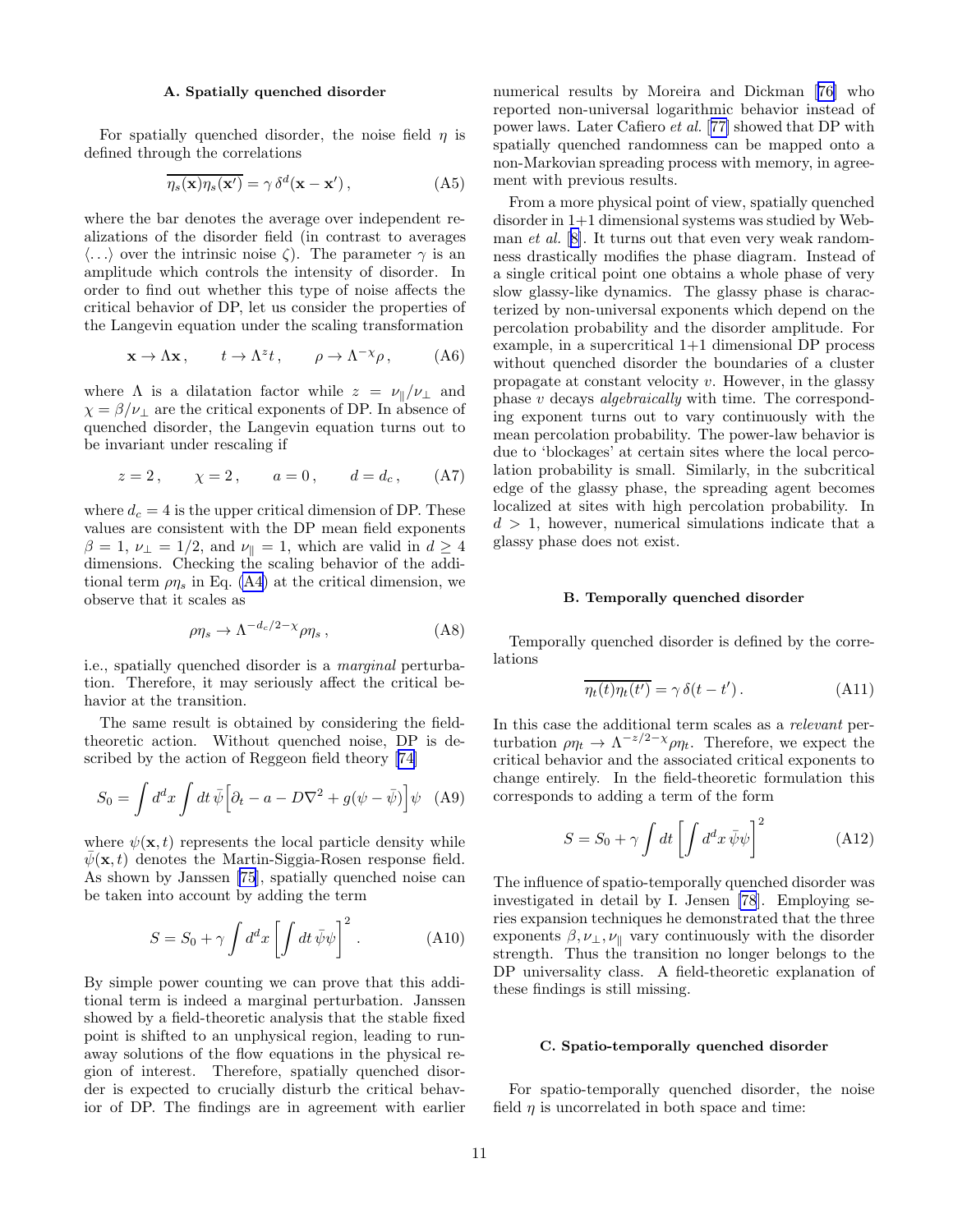### A. Spatially quenched disorder

For spatially quenched disorder, the noise field $\eta$ is defined through the correlations

$$\overline{\eta_s(\mathbf{x})\eta_s(\mathbf{x}')} = \gamma\, \delta^d(\mathbf{x}-\mathbf{x}')\,, \tag{A5}$$

where the bar denotes the average over independent realizations of the disorder field (in contrast to averages $\langle \ldots \rangle$ over the intrinsic noise $\zeta$). The parameter $\gamma$ is an amplitude which controls the intensity of disorder. In order to find out whether this type of noise affects the critical behavior of DP, let us consider the properties of the Langevin equation under the scaling transformation

$$\mathbf{x} \to \Lambda \mathbf{x}\,, \qquad t \to \Lambda^z t\,, \qquad \rho \to \Lambda^{-\chi}\rho\,, \tag{A6}$$

where $\Lambda$ is a dilatation factor while $z = \nu_\parallel/\nu_\perp$ and $\chi = \beta/\nu_\perp$ are the critical exponents of DP. In absence of quenched disorder, the Langevin equation turns out to be invariant under rescaling if

$$z = 2\,, \qquad \chi = 2\,, \qquad a = 0\,, \qquad d = d_c\,, \tag{A7}$$

where $d_c = 4$ is the upper critical dimension of DP. These values are consistent with the DP mean field exponents $\beta = 1$, $\nu_\perp = 1/2$, and $\nu_\parallel = 1$, which are valid in $d \geq 4$ dimensions. Checking the scaling behavior of the additional term $\rho\eta_s$ in Eq. (A4) at the critical dimension, we observe that it scales as

$$\rho\eta_s \to \Lambda^{-d_c/2-\chi}\rho\eta_s\,, \tag{A8}$$

i.e., spatially quenched disorder is a *marginal* perturbation. Therefore, it may seriously affect the critical behavior at the transition.

The same result is obtained by considering the field-theoretic action. Without quenched noise, DP is described by the action of Reggeon field theory [74]

$$S_0 = \int d^dx \int dt\, \bar\psi \Big[\partial_t - a - D\nabla^2 + g(\psi - \bar\psi)\Big]\psi \tag{A9}$$

where $\psi(\mathbf{x},t)$ represents the local particle density while $\bar\psi(\mathbf{x},t)$ denotes the Martin-Siggia-Rosen response field. As shown by Janssen [75], spatially quenched noise can be taken into account by adding the term

$$S = S_0 + \gamma \int d^dx \left[\int dt\, \bar\psi\psi\right]^2 . \tag{A10}$$

By simple power counting we can prove that this additional term is indeed a marginal perturbation. Janssen showed by a field-theoretic analysis that the stable fixed point is shifted to an unphysical region, leading to runaway solutions of the flow equations in the physical region of interest. Therefore, spatially quenched disorder is expected to crucially disturb the critical behavior of DP. The findings are in agreement with earlier numerical results by Moreira and Dickman [76] who reported non-universal logarithmic behavior instead of power laws. Later Cafiero *et al.* [77] showed that DP with spatially quenched randomness can be mapped onto a non-Markovian spreading process with memory, in agreement with previous results.

From a more physical point of view, spatially quenched disorder in 1+1 dimensional systems was studied by Webman *et al.* [8]. It turns out that even very weak randomness drastically modifies the phase diagram. Instead of a single critical point one obtains a whole phase of very slow glassy-like dynamics. The glassy phase is characterized by non-universal exponents which depend on the percolation probability and the disorder amplitude. For example, in a supercritical 1+1 dimensional DP process without quenched disorder the boundaries of a cluster propagate at constant velocity $v$. However, in the glassy phase $v$ decays *algebraically* with time. The corresponding exponent turns out to vary continuously with the mean percolation probability. The power-law behavior is due to 'blockages' at certain sites where the local percolation probability is small. Similarly, in the subcritical edge of the glassy phase, the spreading agent becomes localized at sites with high percolation probability. In $d > 1$, however, numerical simulations indicate that a glassy phase does not exist.

### B. Temporally quenched disorder

Temporally quenched disorder is defined by the correlations

$$\overline{\eta_t(t)\eta_t(t')} = \gamma\, \delta(t-t')\,. \tag{A11}$$

In this case the additional term scales as a *relevant* perturbation $\rho\eta_t \to \Lambda^{-z/2-\chi}\rho\eta_t$. Therefore, we expect the critical behavior and the associated critical exponents to change entirely. In the field-theoretic formulation this corresponds to adding a term of the form

$$S = S_0 + \gamma \int dt \left[\int d^dx\, \bar\psi\psi\right]^2 \tag{A12}$$

The influence of spatio-temporally quenched disorder was investigated in detail by I. Jensen [78]. Employing series expansion techniques he demonstrated that the three exponents $\beta, \nu_\perp, \nu_\parallel$ vary continuously with the disorder strength. Thus the transition no longer belongs to the DP universality class. A field-theoretic explanation of these findings is still missing.

### C. Spatio-temporally quenched disorder

For spatio-temporally quenched disorder, the noise field $\eta$ is uncorrelated in both space and time: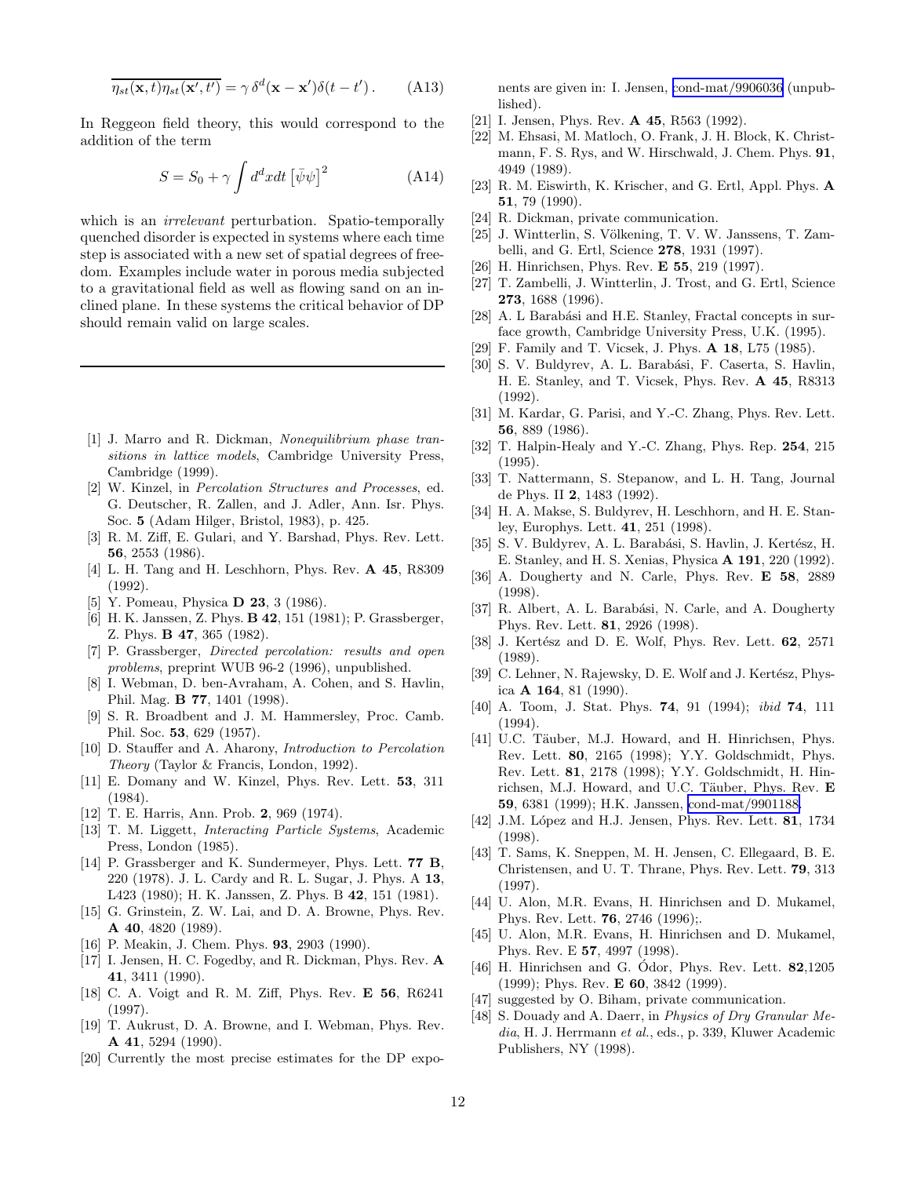$$\overline{\eta_{st}(\mathbf{x},t)\eta_{st}(\mathbf{x}',t')} = \gamma\, \delta^d(\mathbf{x}-\mathbf{x}')\delta(t-t')\,. \qquad \text{(A13)}$$

In Reggeon field theory, this would correspond to the addition of the term

$$S = S_0 + \gamma \int d^dx dt\, \left[\bar{\psi}\psi\right]^2 \qquad \text{(A14)}$$

which is an *irrelevant* perturbation. Spatio-temporally quenched disorder is expected in systems where each time step is associated with a new set of spatial degrees of freedom. Examples include water in porous media subjected to a gravitational field as well as flowing sand on an inclined plane. In these systems the critical behavior of DP should remain valid on large scales.

---

[1] J. Marro and R. Dickman, *Nonequilibrium phase transitions in lattice models*, Cambridge University Press, Cambridge (1999).

[2] W. Kinzel, in *Percolation Structures and Processes*, ed. G. Deutscher, R. Zallen, and J. Adler, Ann. Isr. Phys. Soc. **5** (Adam Hilger, Bristol, 1983), p. 425.

[3] R. M. Ziff, E. Gulari, and Y. Barshad, Phys. Rev. Lett. **56**, 2553 (1986).

[4] L. H. Tang and H. Leschhorn, Phys. Rev. **A 45**, R8309 (1992).

[5] Y. Pomeau, Physica **D 23**, 3 (1986).

[6] H. K. Janssen, Z. Phys. **B 42**, 151 (1981); P. Grassberger, Z. Phys. **B 47**, 365 (1982).

[7] P. Grassberger, *Directed percolation: results and open problems*, preprint WUB 96-2 (1996), unpublished.

[8] I. Webman, D. ben-Avraham, A. Cohen, and S. Havlin, Phil. Mag. **B 77**, 1401 (1998).

[9] S. R. Broadbent and J. M. Hammersley, Proc. Camb. Phil. Soc. **53**, 629 (1957).

[10] D. Stauffer and A. Aharony, *Introduction to Percolation Theory* (Taylor & Francis, London, 1992).

[11] E. Domany and W. Kinzel, Phys. Rev. Lett. **53**, 311 (1984).

[12] T. E. Harris, Ann. Prob. **2**, 969 (1974).

[13] T. M. Liggett, *Interacting Particle Systems*, Academic Press, London (1985).

[14] P. Grassberger and K. Sundermeyer, Phys. Lett. **77 B**, 220 (1978). J. L. Cardy and R. L. Sugar, J. Phys. A **13**, L423 (1980); H. K. Janssen, Z. Phys. B **42**, 151 (1981).

[15] G. Grinstein, Z. W. Lai, and D. A. Browne, Phys. Rev. **A 40**, 4820 (1989).

[16] P. Meakin, J. Chem. Phys. **93**, 2903 (1990).

[17] I. Jensen, H. C. Fogedby, and R. Dickman, Phys. Rev. **A 41**, 3411 (1990).

[18] C. A. Voigt and R. M. Ziff, Phys. Rev. **E 56**, R6241 (1997).

[19] T. Aukrust, D. A. Browne, and I. Webman, Phys. Rev. **A 41**, 5294 (1990).

[20] Currently the most precise estimates for the DP exponents are given in: I. Jensen, cond-mat/9906036 (unpublished).

[21] I. Jensen, Phys. Rev. **A 45**, R563 (1992).

[22] M. Ehsasi, M. Matloch, O. Frank, J. H. Block, K. Christmann, F. S. Rys, and W. Hirschwald, J. Chem. Phys. **91**, 4949 (1989).

[23] R. M. Eiswirth, K. Krischer, and G. Ertl, Appl. Phys. **A 51**, 79 (1990).

[24] R. Dickman, private communication.

[25] J. Wintterlin, S. Völkening, T. V. W. Janssens, T. Zambelli, and G. Ertl, Science **278**, 1931 (1997).

[26] H. Hinrichsen, Phys. Rev. **E 55**, 219 (1997).

[27] T. Zambelli, J. Wintterlin, J. Trost, and G. Ertl, Science **273**, 1688 (1996).

[28] A. L Barabási and H.E. Stanley, Fractal concepts in surface growth, Cambridge University Press, U.K. (1995).

[29] F. Family and T. Vicsek, J. Phys. **A 18**, L75 (1985).

[30] S. V. Buldyrev, A. L. Barabási, F. Caserta, S. Havlin, H. E. Stanley, and T. Vicsek, Phys. Rev. **A 45**, R8313 (1992).

[31] M. Kardar, G. Parisi, and Y.-C. Zhang, Phys. Rev. Lett. **56**, 889 (1986).

[32] T. Halpin-Healy and Y.-C. Zhang, Phys. Rep. **254**, 215 (1995).

[33] T. Nattermann, S. Stepanow, and L. H. Tang, Journal de Phys. II **2**, 1483 (1992).

[34] H. A. Makse, S. Buldyrev, H. Leschhorn, and H. E. Stanley, Europhys. Lett. **41**, 251 (1998).

[35] S. V. Buldyrev, A. L. Barabási, S. Havlin, J. Kertész, H. E. Stanley, and H. S. Xenias, Physica **A 191**, 220 (1992).

[36] A. Dougherty and N. Carle, Phys. Rev. **E 58**, 2889 (1998).

[37] R. Albert, A. L. Barabási, N. Carle, and A. Dougherty Phys. Rev. Lett. **81**, 2926 (1998).

[38] J. Kertész and D. E. Wolf, Phys. Rev. Lett. **62**, 2571 (1989).

[39] C. Lehner, N. Rajewsky, D. E. Wolf and J. Kertész, Physica **A 164**, 81 (1990).

[40] A. Toom, J. Stat. Phys. **74**, 91 (1994); *ibid* **74**, 111 (1994).

[41] U.C. Täuber, M.J. Howard, and H. Hinrichsen, Phys. Rev. Lett. **80**, 2165 (1998); Y.Y. Goldschmidt, Phys. Rev. Lett. **81**, 2178 (1998); Y.Y. Goldschmidt, H. Hinrichsen, M.J. Howard, and U.C. Täuber, Phys. Rev. **E 59**, 6381 (1999); H.K. Janssen, cond-mat/9901188.

[42] J.M. López and H.J. Jensen, Phys. Rev. Lett. **81**, 1734 (1998).

[43] T. Sams, K. Sneppen, M. H. Jensen, C. Ellegaard, B. E. Christensen, and U. T. Thrane, Phys. Rev. Lett. **79**, 313 (1997).

[44] U. Alon, M.R. Evans, H. Hinrichsen and D. Mukamel, Phys. Rev. Lett. **76**, 2746 (1996);.

[45] U. Alon, M.R. Evans, H. Hinrichsen and D. Mukamel, Phys. Rev. E **57**, 4997 (1998).

[46] H. Hinrichsen and G. Ódor, Phys. Rev. Lett. **82**,1205 (1999); Phys. Rev. **E 60**, 3842 (1999).

[47] suggested by O. Biham, private communication.

[48] S. Douady and A. Daerr, in *Physics of Dry Granular Media*, H. J. Herrmann *et al.*, eds., p. 339, Kluwer Academic Publishers, NY (1998).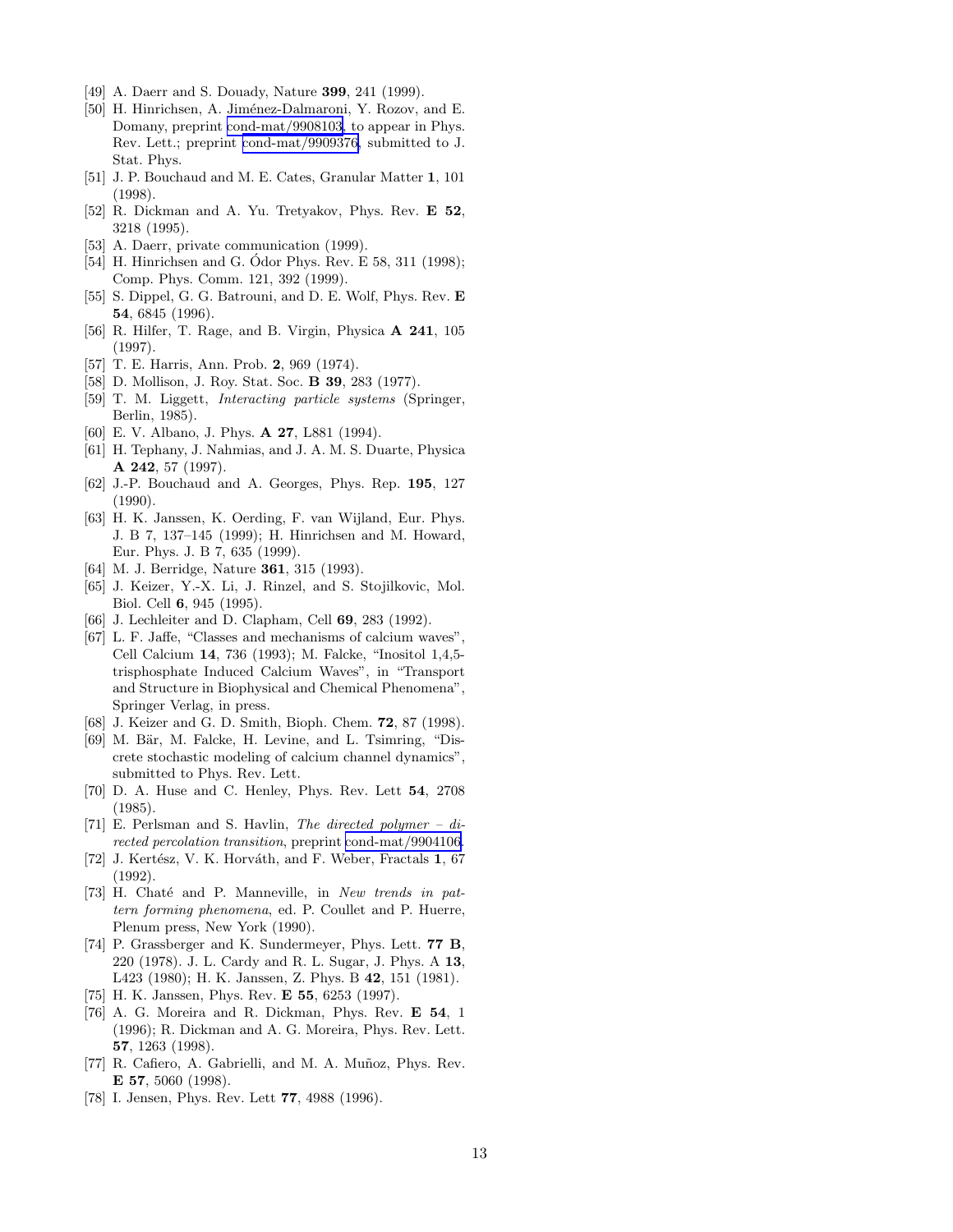[49] A. Daerr and S. Douady, Nature **399**, 241 (1999).

[50] H. Hinrichsen, A. Jiménez-Dalmaroni, Y. Rozov, and E. Domany, preprint cond-mat/9908103, to appear in Phys. Rev. Lett.; preprint cond-mat/9909376, submitted to J. Stat. Phys.

[51] J. P. Bouchaud and M. E. Cates, Granular Matter **1**, 101 (1998).

[52] R. Dickman and A. Yu. Tretyakov, Phys. Rev. **E 52**, 3218 (1995).

[53] A. Daerr, private communication (1999).

[54] H. Hinrichsen and G. Ódor Phys. Rev. E 58, 311 (1998); Comp. Phys. Comm. 121, 392 (1999).

[55] S. Dippel, G. G. Batrouni, and D. E. Wolf, Phys. Rev. **E 54**, 6845 (1996).

[56] R. Hilfer, T. Rage, and B. Virgin, Physica **A 241**, 105 (1997).

[57] T. E. Harris, Ann. Prob. **2**, 969 (1974).

[58] D. Mollison, J. Roy. Stat. Soc. **B 39**, 283 (1977).

[59] T. M. Liggett, *Interacting particle systems* (Springer, Berlin, 1985).

[60] E. V. Albano, J. Phys. **A 27**, L881 (1994).

[61] H. Tephany, J. Nahmias, and J. A. M. S. Duarte, Physica **A 242**, 57 (1997).

[62] J.-P. Bouchaud and A. Georges, Phys. Rep. **195**, 127 (1990).

[63] H. K. Janssen, K. Oerding, F. van Wijland, Eur. Phys. J. B 7, 137–145 (1999); H. Hinrichsen and M. Howard, Eur. Phys. J. B 7, 635 (1999).

[64] M. J. Berridge, Nature **361**, 315 (1993).

[65] J. Keizer, Y.-X. Li, J. Rinzel, and S. Stojilkovic, Mol. Biol. Cell **6**, 945 (1995).

[66] J. Lechleiter and D. Clapham, Cell **69**, 283 (1992).

[67] L. F. Jaffe, "Classes and mechanisms of calcium waves", Cell Calcium **14**, 736 (1993); M. Falcke, "Inositol 1,4,5-trisphosphate Induced Calcium Waves", in "Transport and Structure in Biophysical and Chemical Phenomena", Springer Verlag, in press.

[68] J. Keizer and G. D. Smith, Bioph. Chem. **72**, 87 (1998).

[69] M. Bär, M. Falcke, H. Levine, and L. Tsimring, "Discrete stochastic modeling of calcium channel dynamics", submitted to Phys. Rev. Lett.

[70] D. A. Huse and C. Henley, Phys. Rev. Lett **54**, 2708 (1985).

[71] E. Perlsman and S. Havlin, *The directed polymer – directed percolation transition*, preprint cond-mat/9904106.

[72] J. Kertész, V. K. Horváth, and F. Weber, Fractals **1**, 67 (1992).

[73] H. Chaté and P. Manneville, in *New trends in pattern forming phenomena*, ed. P. Coullet and P. Huerre, Plenum press, New York (1990).

[74] P. Grassberger and K. Sundermeyer, Phys. Lett. **77 B**, 220 (1978). J. L. Cardy and R. L. Sugar, J. Phys. A **13**, L423 (1980); H. K. Janssen, Z. Phys. B **42**, 151 (1981).

[75] H. K. Janssen, Phys. Rev. **E 55**, 6253 (1997).

[76] A. G. Moreira and R. Dickman, Phys. Rev. **E 54**, 1 (1996); R. Dickman and A. G. Moreira, Phys. Rev. Lett. **57**, 1263 (1998).

[77] R. Cafiero, A. Gabrielli, and M. A. Muñoz, Phys. Rev. **E 57**, 5060 (1998).

[78] I. Jensen, Phys. Rev. Lett **77**, 4988 (1996).